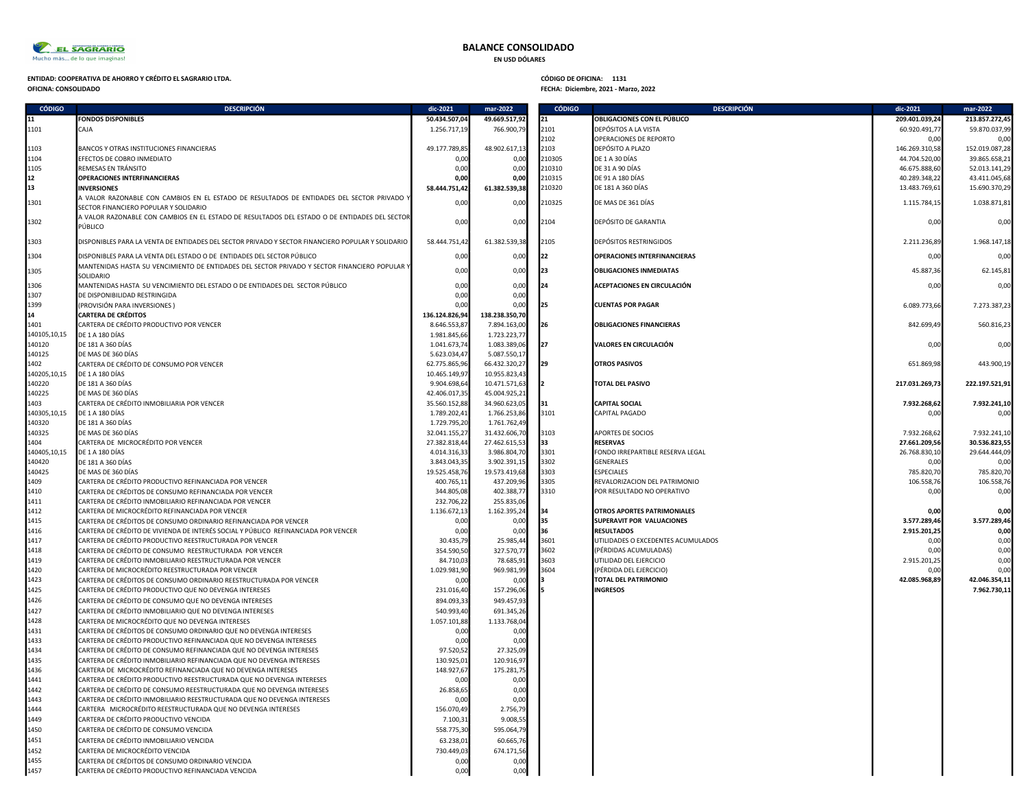# BALANCE CONSOLIDADO

**EN USD DÓLARES**

**ENTIDAD: COOPERATIVA DE AHORRO Y CRÉDITO EL SAGRARIO LTDA.**
**OFICINA: CONSOLIDADO**

**CÓDIGO DE OFICINA: 1131**
**FECHA: Diciembre, 2021 - Marzo, 2022**

| CÓDIGO | DESCRIPCIÓN | dic-2021 | mar-2022 |
|---|---|---|---|
| **11** | **FONDOS DISPONIBLES** | **50.434.507,04** | **49.669.517,92** |
| 1101 | CAJA | 1.256.717,19 | 766.900,79 |
| 1103 | BANCOS Y OTRAS INSTITUCIONES FINANCIERAS | 49.177.789,85 | 48.902.617,13 |
| 1104 | EFECTOS DE COBRO INMEDIATO | 0,00 | 0,00 |
| 1105 | REMESAS EN TRÁNSITO | 0,00 | 0,00 |
| **12** | **OPERACIONES INTERFINANCIERAS** | **0,00** | **0,00** |
| **13** | **INVERSIONES** | **58.444.751,42** | **61.382.539,38** |
| 1301 | A VALOR RAZONABLE CON CAMBIOS EN EL ESTADO DE RESULTADOS DE ENTIDADES DEL SECTOR PRIVADO Y SECTOR FINANCIERO POPULAR Y SOLIDARIO | 0,00 | 0,00 |
| 1302 | A VALOR RAZONABLE CON CAMBIOS EN EL ESTADO DE RESULTADOS DEL ESTADO O DE ENTIDADES DEL SECTOR PÚBLICO | 0,00 | 0,00 |
| 1303 | DISPONIBLES PARA LA VENTA DE ENTIDADES DEL SECTOR PRIVADO Y SECTOR FINANCIERO POPULAR Y SOLIDARIO | 58.444.751,42 | 61.382.539,38 |
| 1304 | DISPONIBLES PARA LA VENTA DEL ESTADO O DE ENTIDADES DEL SECTOR PÚBLICO | 0,00 | 0,00 |
| 1305 | MANTENIDAS HASTA SU VENCIMIENTO DE ENTIDADES DEL SECTOR PRIVADO Y SECTOR FINANCIERO POPULAR Y SOLIDARIO | 0,00 | 0,00 |
| 1306 | MANTENIDAS HASTA SU VENCIMIENTO DEL ESTADO O DE ENTIDADES DEL SECTOR PÚBLICO | 0,00 | 0,00 |
| 1307 | DE DISPONIBILIDAD RESTRINGIDA | 0,00 | 0,00 |
| 1399 | (PROVISIÓN PARA INVERSIONES ) | 0,00 | 0,00 |
| **14** | **CARTERA DE CRÉDITOS** | **136.124.826,94** | **138.238.350,70** |
| 1401 | CARTERA DE CRÉDITO PRODUCTIVO POR VENCER | 8.646.553,87 | 7.894.163,00 |
| 140105,10,15 | DE 1 A 180 DÍAS | 1.981.845,66 | 1.723.223,77 |
| 140120 | DE 181 A 360 DÍAS | 1.041.673,74 | 1.083.389,06 |
| 140125 | DE MAS DE 360 DÍAS | 5.623.034,47 | 5.087.550,17 |
| 1402 | CARTERA DE CRÉDITO DE CONSUMO POR VENCER | 62.775.865,96 | 66.432.320,27 |
| 140205,10,15 | DE 1 A 180 DÍAS | 10.465.149,97 | 10.955.823,43 |
| 140220 | DE 181 A 360 DÍAS | 9.904.698,64 | 10.471.571,63 |
| 140225 | DE MAS DE 360 DÍAS | 42.406.017,35 | 45.004.925,21 |
| 1403 | CARTERA DE CRÉDITO INMOBILIARIA POR VENCER | 35.560.152,88 | 34.960.623,05 |
| 140305,10,15 | DE 1 A 180 DÍAS | 1.789.202,41 | 1.766.253,86 |
| 140320 | DE 181 A 360 DÍAS | 1.729.795,20 | 1.761.762,49 |
| 140325 | DE MAS DE 360 DÍAS | 32.041.155,27 | 31.432.606,70 |
| 1404 | CARTERA DE MICROCRÉDITO POR VENCER | 27.382.818,44 | 27.462.615,53 |
| 140405,10,15 | DE 1 A 180 DÍAS | 4.014.316,33 | 3.986.804,70 |
| 140420 | DE 181 A 360 DÍAS | 3.843.043,35 | 3.902.391,15 |
| 140425 | DE MAS DE 360 DÍAS | 19.525.458,76 | 19.573.419,68 |
| 1409 | CARTERA DE CRÉDITO PRODUCTIVO REFINANCIADA POR VENCER | 400.765,11 | 437.209,96 |
| 1410 | CARTERA DE CRÉDITOS DE CONSUMO REFINANCIADA POR VENCER | 344.805,08 | 402.388,77 |
| 1411 | CARTERA DE CRÉDITO INMOBILIARIO REFINANCIADA POR VENCER | 232.706,22 | 255.835,06 |
| 1412 | CARTERA DE MICROCRÉDITO REFINANCIADA POR VENCER | 1.136.672,13 | 1.162.395,24 |
| 1415 | CARTERA DE CRÉDITOS DE CONSUMO ORDINARIO REFINANCIADA POR VENCER | 0,00 | 0,00 |
| 1416 | CARTERA DE CRÉDITO DE VIVIENDA DE INTERÉS SOCIAL Y PÚBLICO REFINANCIADA POR VENCER | 0,00 | 0,00 |
| 1417 | CARTERA DE CRÉDITO PRODUCTIVO REESTRUCTURADA POR VENCER | 30.435,79 | 25.985,44 |
| 1418 | CARTERA DE CRÉDITO DE CONSUMO REESTRUCTURADA POR VENCER | 354.590,50 | 327.570,77 |
| 1419 | CARTERA DE CRÉDITO INMOBILIARIO REESTRUCTURADA POR VENCER | 84.710,03 | 78.685,91 |
| 1420 | CARTERA DE MICROCRÉDITO REESTRUCTURADA POR VENCER | 1.029.981,90 | 969.981,99 |
| 1423 | CARTERA DE CRÉDITOS DE CONSUMO ORDINARIO REESTRUCTURADA POR VENCER | 0,00 | 0,00 |
| 1425 | CARTERA DE CRÉDITO PRODUCTIVO QUE NO DEVENGA INTERESES | 231.016,40 | 157.296,06 |
| 1426 | CARTERA DE CRÉDITO DE CONSUMO QUE NO DEVENGA INTERESES | 894.093,33 | 949.457,93 |
| 1427 | CARTERA DE CRÉDITO INMOBILIARIO QUE NO DEVENGA INTERESES | 540.993,40 | 691.345,26 |
| 1428 | CARTERA DE MICROCRÉDITO QUE NO DEVENGA INTERESES | 1.057.101,88 | 1.133.768,04 |
| 1431 | CARTERA DE CRÉDITOS DE CONSUMO ORDINARIO QUE NO DEVENGA INTERESES | 0,00 | 0,00 |
| 1433 | CARTERA DE CRÉDITO PRODUCTIVO REFINANCIADA QUE NO DEVENGA INTERESES | 0,00 | 0,00 |
| 1434 | CARTERA DE CRÉDITO DE CONSUMO REFINANCIADA QUE NO DEVENGA INTERESES | 97.520,52 | 27.325,09 |
| 1435 | CARTERA DE CRÉDITO INMOBILIARIO REFINANCIADA QUE NO DEVENGA INTERESES | 130.925,01 | 120.916,97 |
| 1436 | CARTERA DE MICROCRÉDITO REFINANCIADA QUE NO DEVENGA INTERESES | 148.927,67 | 175.281,75 |
| 1441 | CARTERA DE CRÉDITO PRODUCTIVO REESTRUCTURADA QUE NO DEVENGA INTERESES | 0,00 | 0,00 |
| 1442 | CARTERA DE CRÉDITO DE CONSUMO REESTRUCTURADA QUE NO DEVENGA INTERESES | 26.858,65 | 0,00 |
| 1443 | CARTERA DE CRÉDITO INMOBILIARIO REESTRUCTURADA QUE NO DEVENGA INTERESES | 0,00 | 0,00 |
| 1444 | CARTERA MICROCRÉDITO REESTRUCTURADA QUE NO DEVENGA INTERESES | 156.070,49 | 2.756,79 |
| 1449 | CARTERA DE CRÉDITO PRODUCTIVO VENCIDA | 7.100,31 | 9.008,55 |
| 1450 | CARTERA DE CRÉDITO DE CONSUMO VENCIDA | 558.775,30 | 595.064,79 |
| 1451 | CARTERA DE CRÉDITO INMOBILIARIO VENCIDA | 63.238,01 | 60.665,76 |
| 1452 | CARTERA DE MICROCRÉDITO VENCIDA | 730.449,03 | 674.171,56 |
| 1455 | CARTERA DE CRÉDITOS DE CONSUMO ORDINARIO VENCIDA | 0,00 | 0,00 |
| 1457 | CARTERA DE CRÉDITO PRODUCTIVO REFINANCIADA VENCIDA | 0,00 | 0,00 |

| CÓDIGO | DESCRIPCIÓN | dic-2021 | mar-2022 |
|---|---|---|---|
| **21** | **OBLIGACIONES CON EL PÚBLICO** | **209.401.039,24** | **213.857.272,45** |
| 2101 | DEPÓSITOS A LA VISTA | 60.920.491,77 | 59.870.037,99 |
| 2102 | OPERACIONES DE REPORTO | 0,00 | 0,00 |
| 2103 | DEPÓSITO A PLAZO | 146.269.310,58 | 152.019.087,28 |
| 210305 | DE 1 A 30 DÍAS | 44.704.520,00 | 39.865.658,21 |
| 210310 | DE 31 A 90 DÍAS | 46.675.888,60 | 52.013.141,29 |
| 210315 | DE 91 A 180 DÍAS | 40.289.348,22 | 43.411.045,68 |
| 210320 | DE 181 A 360 DÍAS | 13.483.769,61 | 15.690.370,29 |
| 210325 | DE MAS DE 361 DÍAS | 1.115.784,15 | 1.038.871,81 |
| 2104 | DEPÓSITO DE GARANTIA | 0,00 | 0,00 |
| 2105 | DEPÓSITOS RESTRINGIDOS | 2.211.236,89 | 1.968.147,18 |
| **22** | **OPERACIONES INTERFINANCIERAS** | 0,00 | 0,00 |
| **23** | **OBLIGACIONES INMEDIATAS** | 45.887,36 | 62.145,81 |
| **24** | **ACEPTACIONES EN CIRCULACIÓN** | 0,00 | 0,00 |
| **25** | **CUENTAS POR PAGAR** | 6.089.773,66 | 7.273.387,23 |
| **26** | **OBLIGACIONES FINANCIERAS** | 842.699,49 | 560.816,23 |
| **27** | **VALORES EN CIRCULACIÓN** | 0,00 | 0,00 |
| **29** | **OTROS PASIVOS** | 651.869,98 | 443.900,19 |
| **2** | **TOTAL DEL PASIVO** | **217.031.269,73** | **222.197.521,91** |
| **31** | **CAPITAL SOCIAL** | **7.932.268,62** | **7.932.241,10** |
| 3101 | CAPITAL PAGADO | 0,00 | 0,00 |
| 3103 | APORTES DE SOCIOS | 7.932.268,62 | 7.932.241,10 |
| **33** | **RESERVAS** | **27.661.209,56** | **30.536.823,55** |
| 3301 | FONDO IRREPARTIBLE RESERVA LEGAL | 26.768.830,10 | 29.644.444,09 |
| 3302 | GENERALES | 0,00 | 0,00 |
| 3303 | ESPECIALES | 785.820,70 | 785.820,70 |
| 3305 | REVALORIZACION DEL PATRIMONIO | 106.558,76 | 106.558,76 |
| 3310 | POR RESULTADO NO OPERATIVO | 0,00 | 0,00 |
| **34** | **OTROS APORTES PATRIMONIALES** | **0,00** | **0,00** |
| **35** | **SUPERAVIT POR VALUACIONES** | **3.577.289,46** | **3.577.289,46** |
| **36** | **RESULTADOS** | **2.915.201,25** | **0,00** |
| 3601 | UTILIDADES O EXCEDENTES ACUMULADOS | 0,00 | 0,00 |
| 3602 | (PÉRDIDAS ACUMULADAS) | 0,00 | 0,00 |
| 3603 | UTILIDAD DEL EJERCICIO | 2.915.201,25 | 0,00 |
| 3604 | (PÉRDIDA DEL EJERCICIO) | 0,00 | 0,00 |
| **3** | **TOTAL DEL PATRIMONIO** | **42.085.968,89** | **42.046.354,11** |
| **5** | **INGRESOS** | | **7.962.730,11** |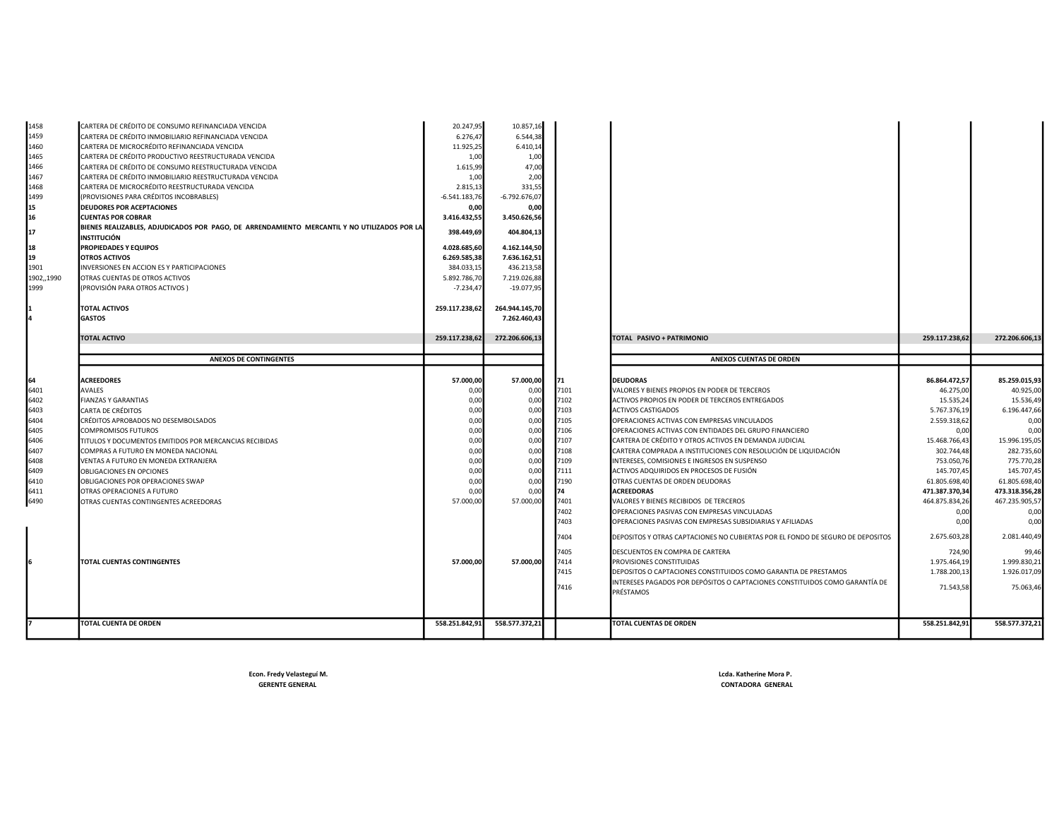| | | | | | | | |
|---|---|---|---|---|---|---|---|
| 1458 | CARTERA DE CRÉDITO DE CONSUMO REFINANCIADA VENCIDA | 20.247,95 | 10.857,16 | | | | |
| 1459 | CARTERA DE CRÉDITO INMOBILIARIO REFINANCIADA VENCIDA | 6.276,47 | 6.544,38 | | | | |
| 1460 | CARTERA DE MICROCRÉDITO REFINANCIADA VENCIDA | 11.925,25 | 6.410,14 | | | | |
| 1465 | CARTERA DE CRÉDITO PRODUCTIVO REESTRUCTURADA VENCIDA | 1,00 | 1,00 | | | | |
| 1466 | CARTERA DE CRÉDITO DE CONSUMO REESTRUCTURADA VENCIDA | 1.615,99 | 47,00 | | | | |
| 1467 | CARTERA DE CRÉDITO INMOBILIARIO REESTRUCTURADA VENCIDA | 1,00 | 2,00 | | | | |
| 1468 | CARTERA DE MICROCRÉDITO REESTRUCTURADA VENCIDA | 2.815,13 | 331,55 | | | | |
| 1499 | (PROVISIONES PARA CRÉDITOS INCOBRABLES) | -6.541.183,76 | -6.792.676,07 | | | | |
| **15** | **DEUDORES POR ACEPTACIONES** | **0,00** | **0,00** | | | | |
| **16** | **CUENTAS POR COBRAR** | **3.416.432,55** | **3.450.626,56** | | | | |
| **17** | **BIENES REALIZABLES, ADJUDICADOS POR PAGO, DE ARRENDAMIENTO MERCANTIL Y NO UTILIZADOS POR LA INSTITUCIÓN** | **398.449,69** | **404.804,13** | | | | |
| **18** | **PROPIEDADES Y EQUIPOS** | **4.028.685,60** | **4.162.144,50** | | | | |
| **19** | **OTROS ACTIVOS** | **6.269.585,38** | **7.636.162,51** | | | | |
| 1901 | INVERSIONES EN ACCION ES Y PARTICIPACIONES | 384.033,15 | 436.213,58 | | | | |
| 1902,,1990 | OTRAS CUENTAS DE OTROS ACTIVOS | 5.892.786,70 | 7.219.026,88 | | | | |
| 1999 | (PROVISIÓN PARA OTROS ACTIVOS ) | -7.234,47 | -19.077,95 | | | | |
| **1** | **TOTAL ACTIVOS** | **259.117.238,62** | **264.944.145,70** | | | | |
| **4** | **GASTOS** | | **7.262.460,43** | | | | |
| | **TOTAL ACTIVO** | **259.117.238,62** | **272.206.606,13** | | TOTAL PASIVO + PATRIMONIO | **259.117.238,62** | **272.206.606,13** |
| | **ANEXOS DE CONTINGENTES** | | | | **ANEXOS CUENTAS DE ORDEN** | | |
| **64** | **ACREEDORES** | **57.000,00** | **57.000,00** | **71** | **DEUDORAS** | **86.864.472,57** | **85.259.015,93** |
| 6401 | AVALES | 0,00 | 0,00 | 7101 | VALORES Y BIENES PROPIOS EN PODER DE TERCEROS | 46.275,00 | 40.925,00 |
| 6402 | FIANZAS Y GARANTIAS | 0,00 | 0,00 | 7102 | ACTIVOS PROPIOS EN PODER DE TERCEROS ENTREGADOS | 15.535,24 | 15.536,49 |
| 6403 | CARTA DE CRÉDITOS | 0,00 | 0,00 | 7103 | ACTIVOS CASTIGADOS | 5.767.376,19 | 6.196.447,66 |
| 6404 | CRÉDITOS APROBADOS NO DESEMBOLSADOS | 0,00 | 0,00 | 7105 | OPERACIONES ACTIVAS CON EMPRESAS VINCULADOS | 2.559.318,62 | 0,00 |
| 6405 | COMPROMISOS FUTUROS | 0,00 | 0,00 | 7106 | OPERACIONES ACTIVAS CON ENTIDADES DEL GRUPO FINANCIERO | 0,00 | 0,00 |
| 6406 | TITULOS Y DOCUMENTOS EMITIDOS POR MERCANCIAS RECIBIDAS | 0,00 | 0,00 | 7107 | CARTERA DE CRÉDITO Y OTROS ACTIVOS EN DEMANDA JUDICIAL | 15.468.766,43 | 15.996.195,05 |
| 6407 | COMPRAS A FUTURO EN MONEDA NACIONAL | 0,00 | 0,00 | 7108 | CARTERA COMPRADA A INSTITUCIONES CON RESOLUCIÓN DE LIQUIDACIÓN | 302.744,48 | 282.735,60 |
| 6408 | VENTAS A FUTURO EN MONEDA EXTRANJERA | 0,00 | 0,00 | 7109 | INTERESES, COMISIONES E INGRESOS EN SUSPENSO | 753.050,76 | 775.770,28 |
| 6409 | OBLIGACIONES EN OPCIONES | 0,00 | 0,00 | 7111 | ACTIVOS ADQUIRIDOS EN PROCESOS DE FUSIÓN | 145.707,45 | 145.707,45 |
| 6410 | OBLIGACIONES POR OPERACIONES SWAP | 0,00 | 0,00 | 7190 | OTRAS CUENTAS DE ORDEN DEUDORAS | 61.805.698,40 | 61.805.698,40 |
| 6411 | OTRAS OPERACIONES A FUTURO | 0,00 | 0,00 | **74** | **ACREEDORAS** | **471.387.370,34** | **473.318.356,28** |
| 6490 | OTRAS CUENTAS CONTINGENTES ACREEDORAS | 57.000,00 | 57.000,00 | 7401 | VALORES Y BIENES RECIBIDOS DE TERCEROS | 464.875.834,26 | 467.235.905,57 |
| | | | | 7402 | OPERACIONES PASIVAS CON EMPRESAS VINCULADAS | 0,00 | 0,00 |
| | | | | 7403 | OPERACIONES PASIVAS CON EMPRESAS SUBSIDIARIAS Y AFILIADAS | 0,00 | 0,00 |
| | | | | 7404 | DEPOSITOS Y OTRAS CAPTACIONES NO CUBIERTAS POR EL FONDO DE SEGURO DE DEPOSITOS | 2.675.603,28 | 2.081.440,49 |
| | | | | 7405 | DESCUENTOS EN COMPRA DE CARTERA | 724,90 | 99,46 |
| **6** | **TOTAL CUENTAS CONTINGENTES** | **57.000,00** | **57.000,00** | 7414 | PROVISIONES CONSTITUIDAS | 1.975.464,19 | 1.999.830,21 |
| | | | | 7415 | DEPOSITOS O CAPTACIONES CONSTITUIDOS COMO GARANTIA DE PRESTAMOS | 1.788.200,13 | 1.926.017,09 |
| | | | | 7416 | INTERESES PAGADOS POR DEPÓSITOS O CAPTACIONES CONSTITUIDOS COMO GARANTÍA DE PRÉSTAMOS | 71.543,58 | 75.063,46 |
| **7** | **TOTAL CUENTA DE ORDEN** | **558.251.842,91** | **558.577.372,21** | | **TOTAL CUENTAS DE ORDEN** | **558.251.842,91** | **558.577.372,21** |

**Econ. Fredy Velasteguí M.**
**GERENTE GENERAL**

**Lcda. Katherine Mora P.**
**CONTADORA GENERAL**